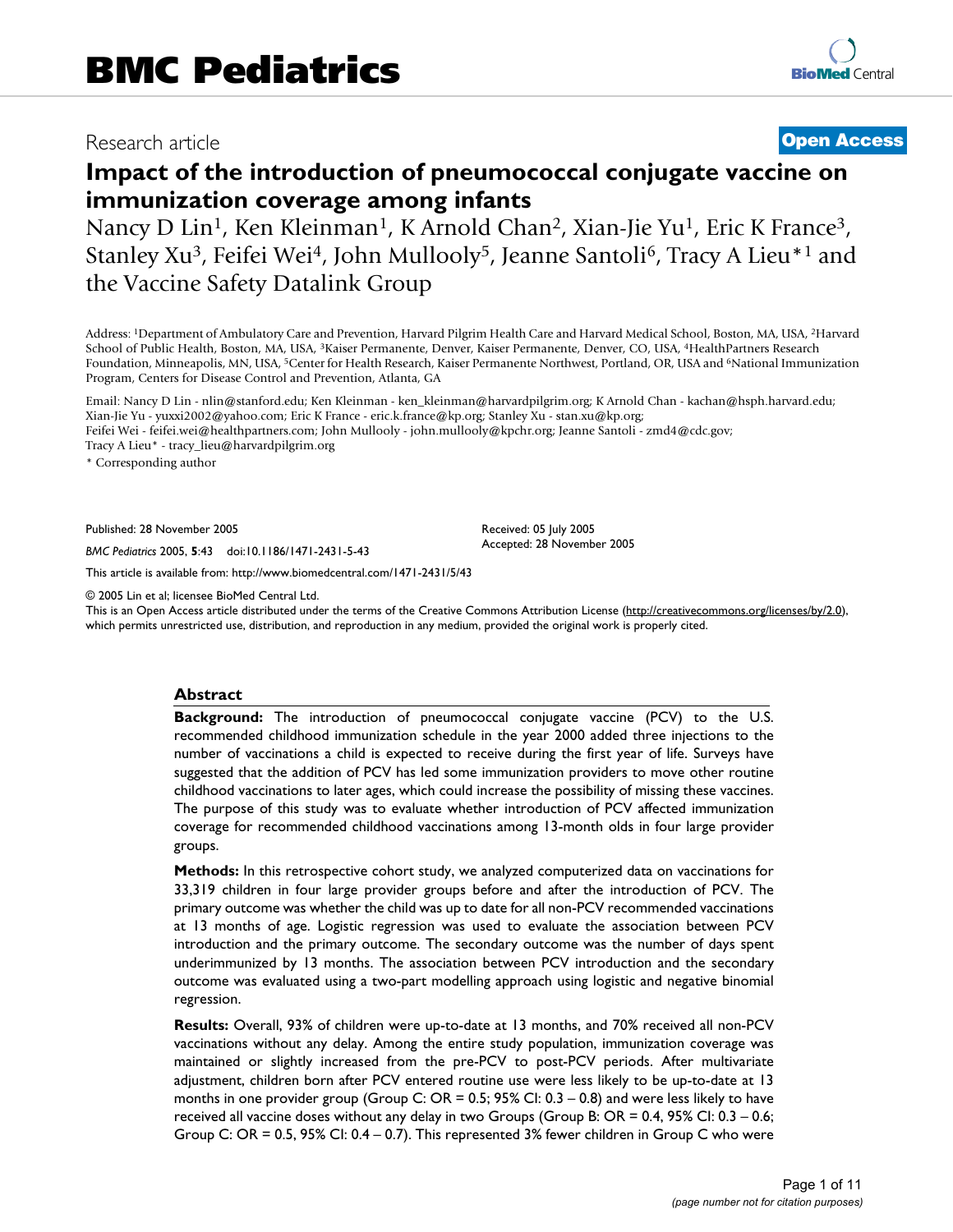# BMC Pediatrics

Research article

**Open Access**

# Impact of the introduction of pneumococcal conjugate vaccine on immunization coverage among infants

Nancy D Lin[1], Ken Kleinman[1], K Arnold Chan[2], Xian-Jie Yu[1], Eric K France[3], Stanley Xu[3], Feifei Wei[4], John Mullooly[5], Jeanne Santoli[6], Tracy A Lieu*[1] and the Vaccine Safety Datalink Group

Address: [1]Department of Ambulatory Care and Prevention, Harvard Pilgrim Health Care and Harvard Medical School, Boston, MA, USA, [2]Harvard School of Public Health, Boston, MA, USA, [3]Kaiser Permanente, Denver, Kaiser Permanente, Denver, CO, USA, [4]HealthPartners Research Foundation, Minneapolis, MN, USA, [5]Center for Health Research, Kaiser Permanente Northwest, Portland, OR, USA and [6]National Immunization Program, Centers for Disease Control and Prevention, Atlanta, GA

Email: Nancy D Lin - nlin@stanford.edu; Ken Kleinman - ken_kleinman@harvardpilgrim.org; K Arnold Chan - kachan@hsph.harvard.edu; Xian-Jie Yu - yuxxi2002@yahoo.com; Eric K France - eric.k.france@kp.org; Stanley Xu - stan.xu@kp.org; Feifei Wei - feifei.wei@healthpartners.com; John Mullooly - john.mullooly@kpchr.org; Jeanne Santoli - zmd4@cdc.gov; Tracy A Lieu* - tracy_lieu@harvardpilgrim.org

* Corresponding author

Published: 28 November 2005

*BMC Pediatrics* 2005, **5**:43 doi:10.1186/1471-2431-5-43

Received: 05 July 2005
Accepted: 28 November 2005

This article is available from: http://www.biomedcentral.com/1471-2431/5/43

© 2005 Lin et al; licensee BioMed Central Ltd.
This is an Open Access article distributed under the terms of the Creative Commons Attribution License (http://creativecommons.org/licenses/by/2.0), which permits unrestricted use, distribution, and reproduction in any medium, provided the original work is properly cited.

## Abstract

**Background:** The introduction of pneumococcal conjugate vaccine (PCV) to the U.S. recommended childhood immunization schedule in the year 2000 added three injections to the number of vaccinations a child is expected to receive during the first year of life. Surveys have suggested that the addition of PCV has led some immunization providers to move other routine childhood vaccinations to later ages, which could increase the possibility of missing these vaccines. The purpose of this study was to evaluate whether introduction of PCV affected immunization coverage for recommended childhood vaccinations among 13-month olds in four large provider groups.

**Methods:** In this retrospective cohort study, we analyzed computerized data on vaccinations for 33,319 children in four large provider groups before and after the introduction of PCV. The primary outcome was whether the child was up to date for all non-PCV recommended vaccinations at 13 months of age. Logistic regression was used to evaluate the association between PCV introduction and the primary outcome. The secondary outcome was the number of days spent underimmunized by 13 months. The association between PCV introduction and the secondary outcome was evaluated using a two-part modelling approach using logistic and negative binomial regression.

**Results:** Overall, 93% of children were up-to-date at 13 months, and 70% received all non-PCV vaccinations without any delay. Among the entire study population, immunization coverage was maintained or slightly increased from the pre-PCV to post-PCV periods. After multivariate adjustment, children born after PCV entered routine use were less likely to be up-to-date at 13 months in one provider group (Group C: OR = 0.5; 95% CI: 0.3 – 0.8) and were less likely to have received all vaccine doses without any delay in two Groups (Group B: OR = 0.4, 95% CI: 0.3 – 0.6; Group C: OR = 0.5, 95% CI: 0.4 – 0.7). This represented 3% fewer children in Group C who were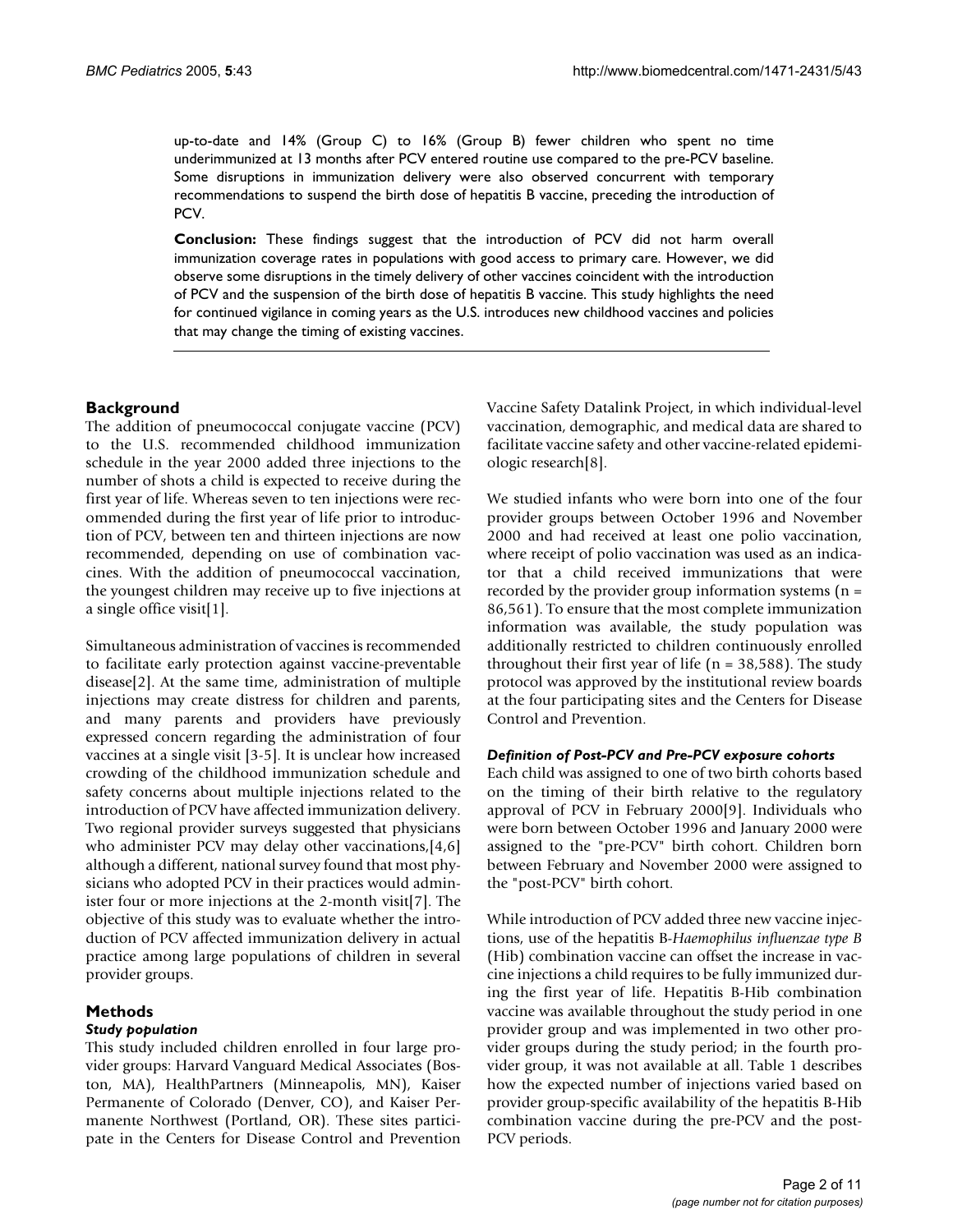up-to-date and 14% (Group C) to 16% (Group B) fewer children who spent no time underimmunized at 13 months after PCV entered routine use compared to the pre-PCV baseline. Some disruptions in immunization delivery were also observed concurrent with temporary recommendations to suspend the birth dose of hepatitis B vaccine, preceding the introduction of PCV.

**Conclusion:** These findings suggest that the introduction of PCV did not harm overall immunization coverage rates in populations with good access to primary care. However, we did observe some disruptions in the timely delivery of other vaccines coincident with the introduction of PCV and the suspension of the birth dose of hepatitis B vaccine. This study highlights the need for continued vigilance in coming years as the U.S. introduces new childhood vaccines and policies that may change the timing of existing vaccines.

## Background

The addition of pneumococcal conjugate vaccine (PCV) to the U.S. recommended childhood immunization schedule in the year 2000 added three injections to the number of shots a child is expected to receive during the first year of life. Whereas seven to ten injections were recommended during the first year of life prior to introduction of PCV, between ten and thirteen injections are now recommended, depending on use of combination vaccines. With the addition of pneumococcal vaccination, the youngest children may receive up to five injections at a single office visit[1].

Simultaneous administration of vaccines is recommended to facilitate early protection against vaccine-preventable disease[2]. At the same time, administration of multiple injections may create distress for children and parents, and many parents and providers have previously expressed concern regarding the administration of four vaccines at a single visit [3-5]. It is unclear how increased crowding of the childhood immunization schedule and safety concerns about multiple injections related to the introduction of PCV have affected immunization delivery. Two regional provider surveys suggested that physicians who administer PCV may delay other vaccinations,[4,6] although a different, national survey found that most physicians who adopted PCV in their practices would administer four or more injections at the 2-month visit[7]. The objective of this study was to evaluate whether the introduction of PCV affected immunization delivery in actual practice among large populations of children in several provider groups.

## Methods

### Study population

This study included children enrolled in four large provider groups: Harvard Vanguard Medical Associates (Boston, MA), HealthPartners (Minneapolis, MN), Kaiser Permanente of Colorado (Denver, CO), and Kaiser Permanente Northwest (Portland, OR). These sites participate in the Centers for Disease Control and Prevention Vaccine Safety Datalink Project, in which individual-level vaccination, demographic, and medical data are shared to facilitate vaccine safety and other vaccine-related epidemiologic research[8].

We studied infants who were born into one of the four provider groups between October 1996 and November 2000 and had received at least one polio vaccination, where receipt of polio vaccination was used as an indicator that a child received immunizations that were recorded by the provider group information systems (n = 86,561). To ensure that the most complete immunization information was available, the study population was additionally restricted to children continuously enrolled throughout their first year of life (n = 38,588). The study protocol was approved by the institutional review boards at the four participating sites and the Centers for Disease Control and Prevention.

### *Definition of Post-PCV and Pre-PCV exposure cohorts*

Each child was assigned to one of two birth cohorts based on the timing of their birth relative to the regulatory approval of PCV in February 2000[9]. Individuals who were born between October 1996 and January 2000 were assigned to the "pre-PCV" birth cohort. Children born between February and November 2000 were assigned to the "post-PCV" birth cohort.

While introduction of PCV added three new vaccine injections, use of the hepatitis B-*Haemophilus influenzae type B* (Hib) combination vaccine can offset the increase in vaccine injections a child requires to be fully immunized during the first year of life. Hepatitis B-Hib combination vaccine was available throughout the study period in one provider group and was implemented in two other provider groups during the study period; in the fourth provider group, it was not available at all. Table 1 describes how the expected number of injections varied based on provider group-specific availability of the hepatitis B-Hib combination vaccine during the pre-PCV and the post-PCV periods.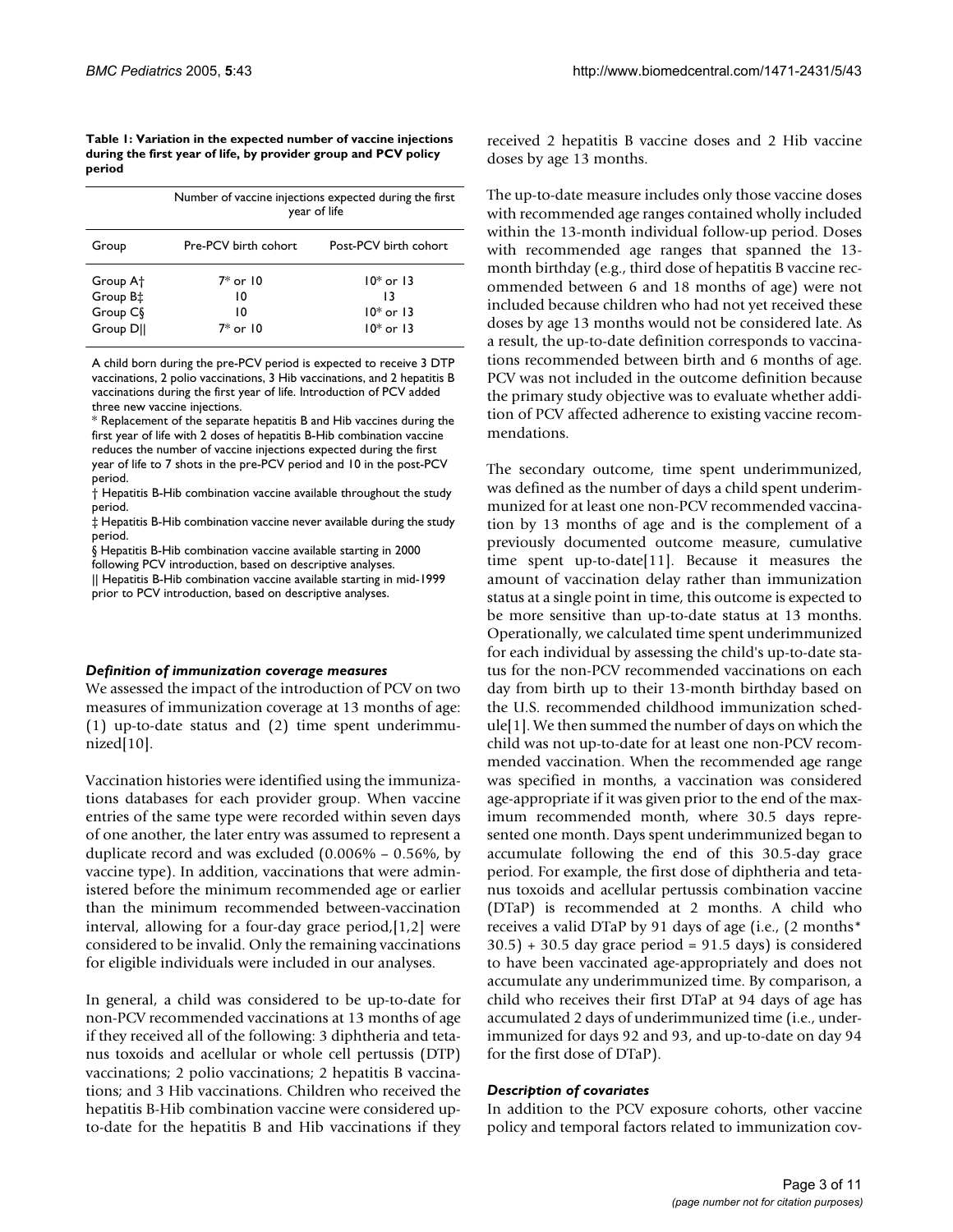**Table 1: Variation in the expected number of vaccine injections during the first year of life, by provider group and PCV policy period**

| | Number of vaccine injections expected during the first year of life | |
|---|---|---|
| Group | Pre-PCV birth cohort | Post-PCV birth cohort |
| Group A† | 7* or 10 | 10* or 13 |
| Group B‡ | 10 | 13 |
| Group C§ | 10 | 10* or 13 |
| Group D|| | 7* or 10 | 10* or 13 |

A child born during the pre-PCV period is expected to receive 3 DTP vaccinations, 2 polio vaccinations, 3 Hib vaccinations, and 2 hepatitis B vaccinations during the first year of life. Introduction of PCV added three new vaccine injections.

\* Replacement of the separate hepatitis B and Hib vaccines during the first year of life with 2 doses of hepatitis B-Hib combination vaccine reduces the number of vaccine injections expected during the first year of life to 7 shots in the pre-PCV period and 10 in the post-PCV period.

† Hepatitis B-Hib combination vaccine available throughout the study period.

‡ Hepatitis B-Hib combination vaccine never available during the study period.

§ Hepatitis B-Hib combination vaccine available starting in 2000 following PCV introduction, based on descriptive analyses.

|| Hepatitis B-Hib combination vaccine available starting in mid-1999 prior to PCV introduction, based on descriptive analyses.

### *Definition of immunization coverage measures*

We assessed the impact of the introduction of PCV on two measures of immunization coverage at 13 months of age: (1) up-to-date status and (2) time spent underimmunized[10].

Vaccination histories were identified using the immunizations databases for each provider group. When vaccine entries of the same type were recorded within seven days of one another, the later entry was assumed to represent a duplicate record and was excluded (0.006% – 0.56%, by vaccine type). In addition, vaccinations that were administered before the minimum recommended age or earlier than the minimum recommended between-vaccination interval, allowing for a four-day grace period,[1,2] were considered to be invalid. Only the remaining vaccinations for eligible individuals were included in our analyses.

In general, a child was considered to be up-to-date for non-PCV recommended vaccinations at 13 months of age if they received all of the following: 3 diphtheria and tetanus toxoids and acellular or whole cell pertussis (DTP) vaccinations; 2 polio vaccinations; 2 hepatitis B vaccinations; and 3 Hib vaccinations. Children who received the hepatitis B-Hib combination vaccine were considered up-to-date for the hepatitis B and Hib vaccinations if they received 2 hepatitis B vaccine doses and 2 Hib vaccine doses by age 13 months.

The up-to-date measure includes only those vaccine doses with recommended age ranges contained wholly included within the 13-month individual follow-up period. Doses with recommended age ranges that spanned the 13-month birthday (e.g., third dose of hepatitis B vaccine recommended between 6 and 18 months of age) were not included because children who had not yet received these doses by age 13 months would not be considered late. As a result, the up-to-date definition corresponds to vaccinations recommended between birth and 6 months of age. PCV was not included in the outcome definition because the primary study objective was to evaluate whether addition of PCV affected adherence to existing vaccine recommendations.

The secondary outcome, time spent underimmunized, was defined as the number of days a child spent underimmunized for at least one non-PCV recommended vaccination by 13 months of age and is the complement of a previously documented outcome measure, cumulative time spent up-to-date[11]. Because it measures the amount of vaccination delay rather than immunization status at a single point in time, this outcome is expected to be more sensitive than up-to-date status at 13 months. Operationally, we calculated time spent underimmunized for each individual by assessing the child's up-to-date status for the non-PCV recommended vaccinations on each day from birth up to their 13-month birthday based on the U.S. recommended childhood immunization schedule[1]. We then summed the number of days on which the child was not up-to-date for at least one non-PCV recommended vaccination. When the recommended age range was specified in months, a vaccination was considered age-appropriate if it was given prior to the end of the maximum recommended month, where 30.5 days represented one month. Days spent underimmunized began to accumulate following the end of this 30.5-day grace period. For example, the first dose of diphtheria and tetanus toxoids and acellular pertussis combination vaccine (DTaP) is recommended at 2 months. A child who receives a valid DTaP by 91 days of age (i.e., (2 months* 30.5) + 30.5 day grace period = 91.5 days) is considered to have been vaccinated age-appropriately and does not accumulate any underimmunized time. By comparison, a child who receives their first DTaP at 94 days of age has accumulated 2 days of underimmunized time (i.e., underimmunized for days 92 and 93, and up-to-date on day 94 for the first dose of DTaP).

### *Description of covariates*

In addition to the PCV exposure cohorts, other vaccine policy and temporal factors related to immunization cov-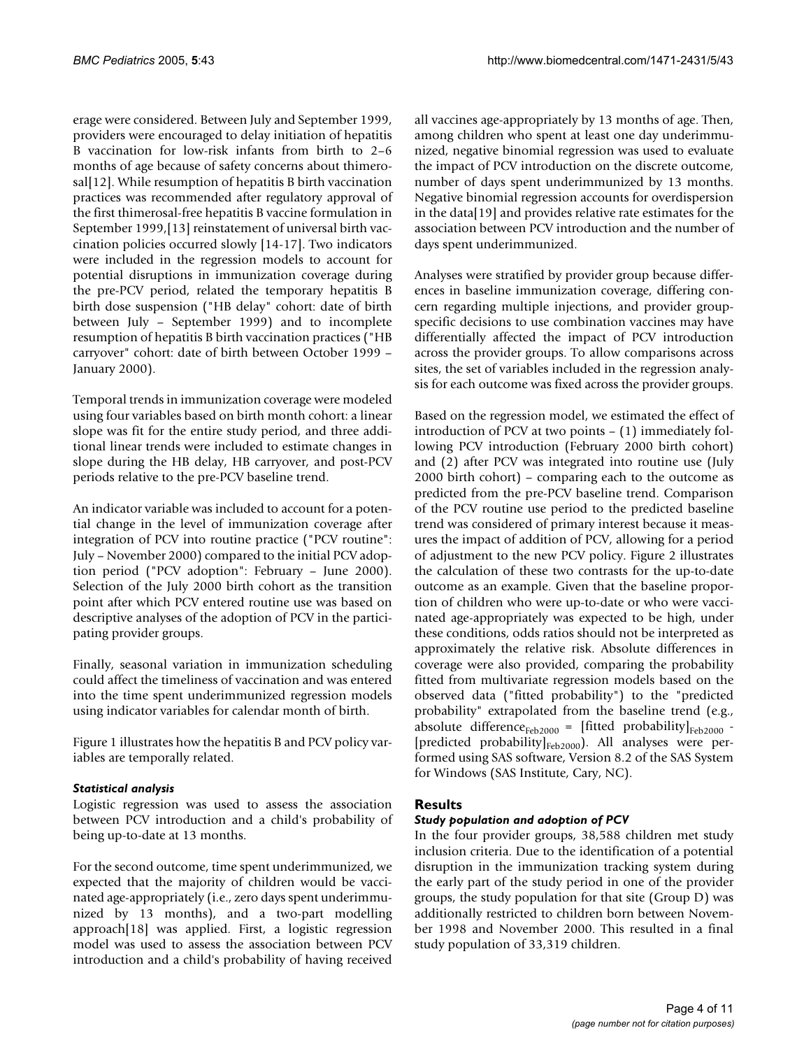erage were considered. Between July and September 1999, providers were encouraged to delay initiation of hepatitis B vaccination for low-risk infants from birth to 2–6 months of age because of safety concerns about thimerosal[12]. While resumption of hepatitis B birth vaccination practices was recommended after regulatory approval of the first thimerosal-free hepatitis B vaccine formulation in September 1999,[13] reinstatement of universal birth vaccination policies occurred slowly [14-17]. Two indicators were included in the regression models to account for potential disruptions in immunization coverage during the pre-PCV period, related the temporary hepatitis B birth dose suspension ("HB delay" cohort: date of birth between July – September 1999) and to incomplete resumption of hepatitis B birth vaccination practices ("HB carryover" cohort: date of birth between October 1999 – January 2000).

Temporal trends in immunization coverage were modeled using four variables based on birth month cohort: a linear slope was fit for the entire study period, and three additional linear trends were included to estimate changes in slope during the HB delay, HB carryover, and post-PCV periods relative to the pre-PCV baseline trend.

An indicator variable was included to account for a potential change in the level of immunization coverage after integration of PCV into routine practice ("PCV routine": July – November 2000) compared to the initial PCV adoption period ("PCV adoption": February – June 2000). Selection of the July 2000 birth cohort as the transition point after which PCV entered routine use was based on descriptive analyses of the adoption of PCV in the participating provider groups.

Finally, seasonal variation in immunization scheduling could affect the timeliness of vaccination and was entered into the time spent underimmunized regression models using indicator variables for calendar month of birth.

Figure 1 illustrates how the hepatitis B and PCV policy variables are temporally related.

### *Statistical analysis*

Logistic regression was used to assess the association between PCV introduction and a child's probability of being up-to-date at 13 months.

For the second outcome, time spent underimmunized, we expected that the majority of children would be vaccinated age-appropriately (i.e., zero days spent underimmunized by 13 months), and a two-part modelling approach[18] was applied. First, a logistic regression model was used to assess the association between PCV introduction and a child's probability of having received all vaccines age-appropriately by 13 months of age. Then, among children who spent at least one day underimmunized, negative binomial regression was used to evaluate the impact of PCV introduction on the discrete outcome, number of days spent underimmunized by 13 months. Negative binomial regression accounts for overdispersion in the data[19] and provides relative rate estimates for the association between PCV introduction and the number of days spent underimmunized.

Analyses were stratified by provider group because differences in baseline immunization coverage, differing concern regarding multiple injections, and provider group-specific decisions to use combination vaccines may have differentially affected the impact of PCV introduction across the provider groups. To allow comparisons across sites, the set of variables included in the regression analysis for each outcome was fixed across the provider groups.

Based on the regression model, we estimated the effect of introduction of PCV at two points – (1) immediately following PCV introduction (February 2000 birth cohort) and (2) after PCV was integrated into routine use (July 2000 birth cohort) – comparing each to the outcome as predicted from the pre-PCV baseline trend. Comparison of the PCV routine use period to the predicted baseline trend was considered of primary interest because it measures the impact of addition of PCV, allowing for a period of adjustment to the new PCV policy. Figure 2 illustrates the calculation of these two contrasts for the up-to-date outcome as an example. Given that the baseline proportion of children who were up-to-date or who were vaccinated age-appropriately was expected to be high, under these conditions, odds ratios should not be interpreted as approximately the relative risk. Absolute differences in coverage were also provided, comparing the probability fitted from multivariate regression models based on the observed data ("fitted probability") to the "predicted probability" extrapolated from the baseline trend (e.g., absolute difference$_{\text{Feb2000}}$ = [fitted probability]$_{\text{Feb2000}}$ - [predicted probability]$_{\text{Feb2000}}$). All analyses were performed using SAS software, Version 8.2 of the SAS System for Windows (SAS Institute, Cary, NC).

## Results

### *Study population and adoption of PCV*

In the four provider groups, 38,588 children met study inclusion criteria. Due to the identification of a potential disruption in the immunization tracking system during the early part of the study period in one of the provider groups, the study population for that site (Group D) was additionally restricted to children born between November 1998 and November 2000. This resulted in a final study population of 33,319 children.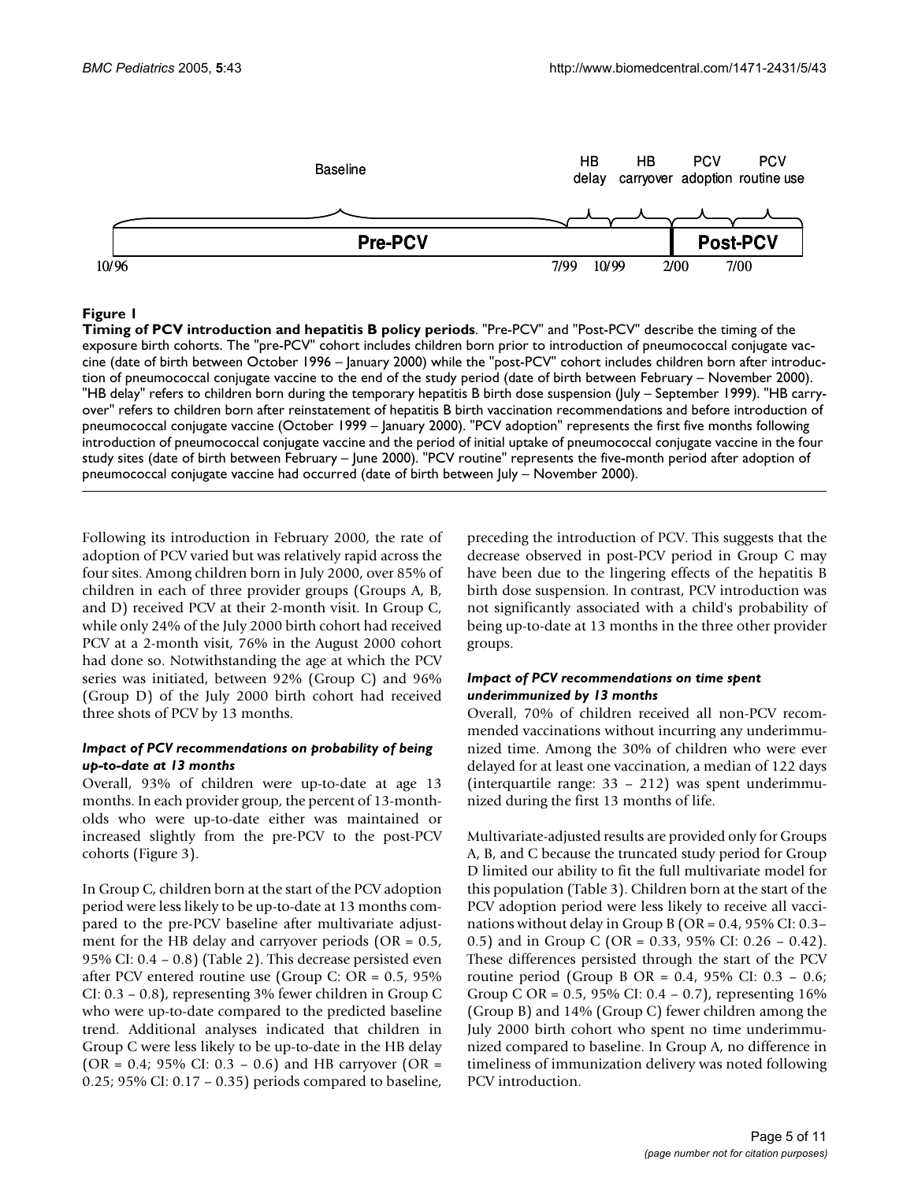**Figure 1**

**Timing of PCV introduction and hepatitis B policy periods**. "Pre-PCV" and "Post-PCV" describe the timing of the exposure birth cohorts. The "pre-PCV" cohort includes children born prior to introduction of pneumococcal conjugate vaccine (date of birth between October 1996 – January 2000) while the "post-PCV" cohort includes children born after introduction of pneumococcal conjugate vaccine to the end of the study period (date of birth between February – November 2000). "HB delay" refers to children born during the temporary hepatitis B birth dose suspension (July – September 1999). "HB carryover" refers to children born after reinstatement of hepatitis B birth vaccination recommendations and before introduction of pneumococcal conjugate vaccine (October 1999 – January 2000). "PCV adoption" represents the first five months following introduction of pneumococcal conjugate vaccine and the period of initial uptake of pneumococcal conjugate vaccine in the four study sites (date of birth between February – June 2000). "PCV routine" represents the five-month period after adoption of pneumococcal conjugate vaccine had occurred (date of birth between July – November 2000).

Following its introduction in February 2000, the rate of adoption of PCV varied but was relatively rapid across the four sites. Among children born in July 2000, over 85% of children in each of three provider groups (Groups A, B, and D) received PCV at their 2-month visit. In Group C, while only 24% of the July 2000 birth cohort had received PCV at a 2-month visit, 76% in the August 2000 cohort had done so. Notwithstanding the age at which the PCV series was initiated, between 92% (Group C) and 96% (Group D) of the July 2000 birth cohort had received three shots of PCV by 13 months.

### *Impact of PCV recommendations on probability of being up-to-date at 13 months*

Overall, 93% of children were up-to-date at age 13 months. In each provider group, the percent of 13-month-olds who were up-to-date either was maintained or increased slightly from the pre-PCV to the post-PCV cohorts (Figure 3).

In Group C, children born at the start of the PCV adoption period were less likely to be up-to-date at 13 months compared to the pre-PCV baseline after multivariate adjustment for the HB delay and carryover periods (OR = 0.5, 95% CI: 0.4 – 0.8) (Table 2). This decrease persisted even after PCV entered routine use (Group C: OR = 0.5, 95% CI: 0.3 – 0.8), representing 3% fewer children in Group C who were up-to-date compared to the predicted baseline trend. Additional analyses indicated that children in Group C were less likely to be up-to-date in the HB delay (OR = 0.4; 95% CI: 0.3 – 0.6) and HB carryover (OR = 0.25; 95% CI: 0.17 – 0.35) periods compared to baseline, preceding the introduction of PCV. This suggests that the decrease observed in post-PCV period in Group C may have been due to the lingering effects of the hepatitis B birth dose suspension. In contrast, PCV introduction was not significantly associated with a child's probability of being up-to-date at 13 months in the three other provider groups.

### *Impact of PCV recommendations on time spent underimmunized by 13 months*

Overall, 70% of children received all non-PCV recommended vaccinations without incurring any underimmunized time. Among the 30% of children who were ever delayed for at least one vaccination, a median of 122 days (interquartile range: 33 – 212) was spent underimmunized during the first 13 months of life.

Multivariate-adjusted results are provided only for Groups A, B, and C because the truncated study period for Group D limited our ability to fit the full multivariate model for this population (Table 3). Children born at the start of the PCV adoption period were less likely to receive all vaccinations without delay in Group B (OR = 0.4, 95% CI: 0.3–0.5) and in Group C (OR = 0.33, 95% CI: 0.26 – 0.42). These differences persisted through the start of the PCV routine period (Group B OR = 0.4, 95% CI: 0.3 – 0.6; Group C OR = 0.5, 95% CI: 0.4 – 0.7), representing 16% (Group B) and 14% (Group C) fewer children among the July 2000 birth cohort who spent no time underimmunized compared to baseline. In Group A, no difference in timeliness of immunization delivery was noted following PCV introduction.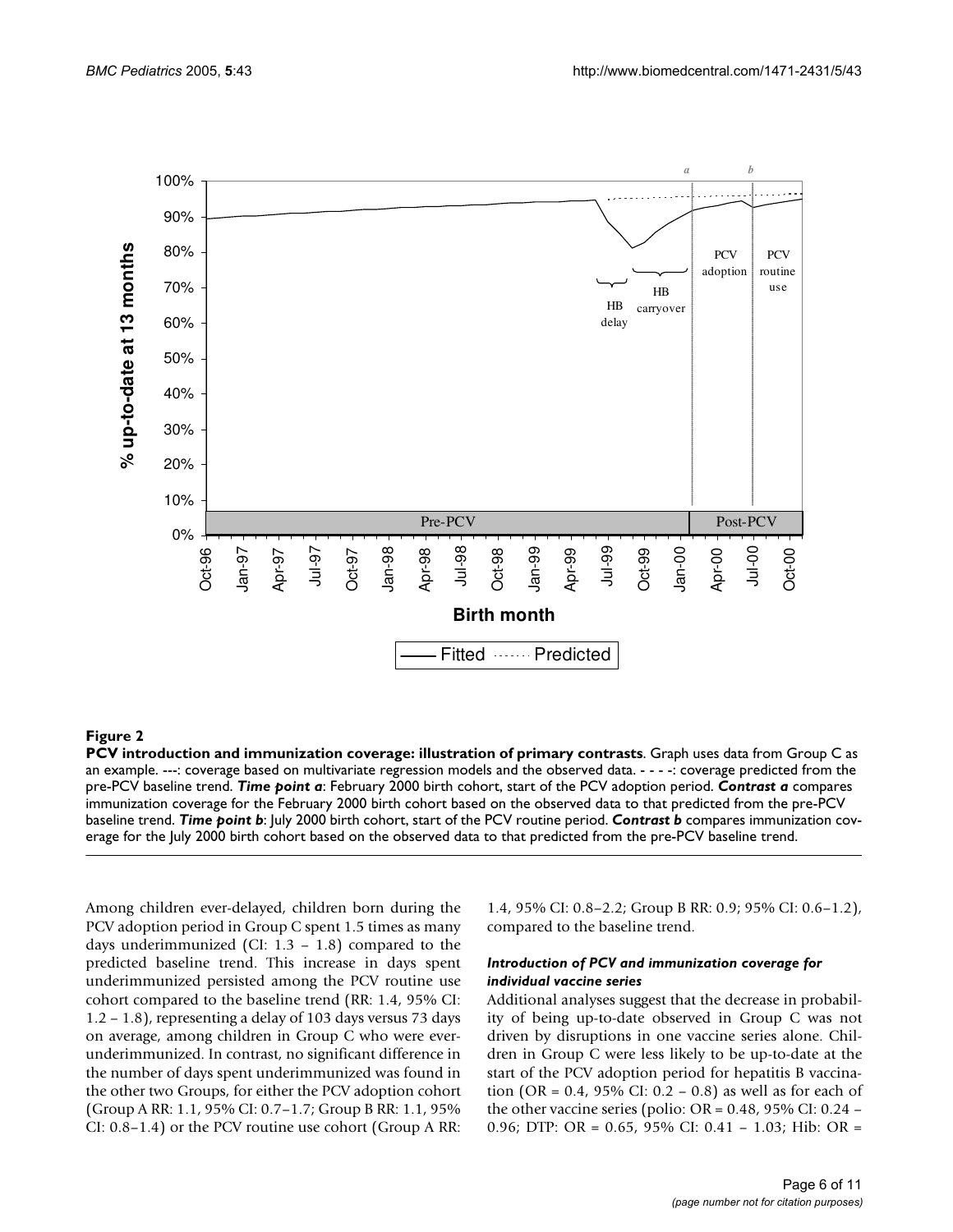**Figure 2**

**PCV introduction and immunization coverage: illustration of primary contrasts**. Graph uses data from Group C as an example. ---: coverage based on multivariate regression models and the observed data. - - - -: coverage predicted from the pre-PCV baseline trend. ***Time point a***: February 2000 birth cohort, start of the PCV adoption period. ***Contrast a*** compares immunization coverage for the February 2000 birth cohort based on the observed data to that predicted from the pre-PCV baseline trend. ***Time point b***: July 2000 birth cohort, start of the PCV routine period. ***Contrast b*** compares immunization coverage for the July 2000 birth cohort based on the observed data to that predicted from the pre-PCV baseline trend.

Among children ever-delayed, children born during the PCV adoption period in Group C spent 1.5 times as many days underimmunized (CI: 1.3 – 1.8) compared to the predicted baseline trend. This increase in days spent underimmunized persisted among the PCV routine use cohort compared to the baseline trend (RR: 1.4, 95% CI: 1.2 – 1.8), representing a delay of 103 days versus 73 days on average, among children in Group C who were ever-underimmunized. In contrast, no significant difference in the number of days spent underimmunized was found in the other two Groups, for either the PCV adoption cohort (Group A RR: 1.1, 95% CI: 0.7–1.7; Group B RR: 1.1, 95% CI: 0.8–1.4) or the PCV routine use cohort (Group A RR: 1.4, 95% CI: 0.8–2.2; Group B RR: 0.9; 95% CI: 0.6–1.2), compared to the baseline trend.

#### *Introduction of PCV and immunization coverage for individual vaccine series*

Additional analyses suggest that the decrease in probability of being up-to-date observed in Group C was not driven by disruptions in one vaccine series alone. Children in Group C were less likely to be up-to-date at the start of the PCV adoption period for hepatitis B vaccination (OR = 0.4, 95% CI: 0.2 – 0.8) as well as for each of the other vaccine series (polio: OR = 0.48, 95% CI: 0.24 – 0.96; DTP: OR = 0.65, 95% CI: 0.41 – 1.03; Hib: OR =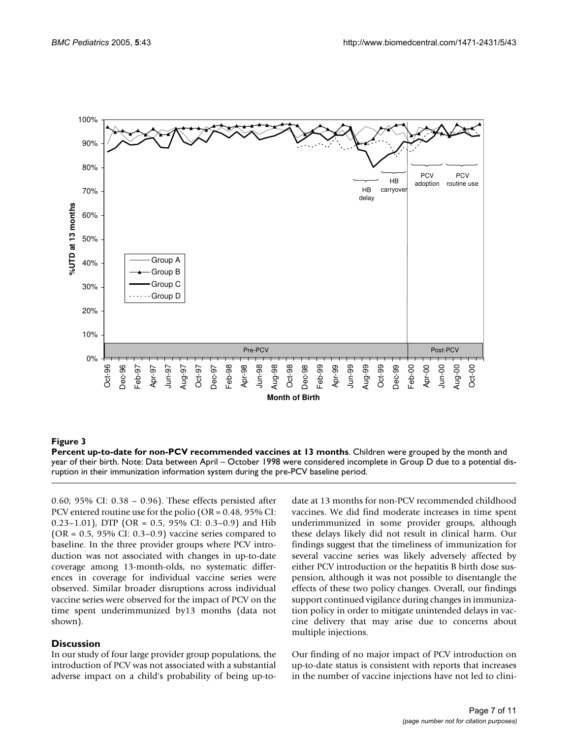**Figure 3**

**Percent up-to-date for non-PCV recommended vaccines at 13 months**. Children were grouped by the month and year of their birth. Note: Data between April – October 1998 were considered incomplete in Group D due to a potential disruption in their immunization information system during the pre-PCV baseline period.

0.60; 95% CI: 0.38 – 0.96). These effects persisted after PCV entered routine use for the polio (OR = 0.48, 95% CI: 0.23–1.01), DTP (OR = 0.5, 95% CI: 0.3–0.9) and Hib (OR = 0.5, 95% CI: 0.3–0.9) vaccine series compared to baseline. In the three provider groups where PCV introduction was not associated with changes in up-to-date coverage among 13-month-olds, no systematic differences in coverage for individual vaccine series were observed. Similar broader disruptions across individual vaccine series were observed for the impact of PCV on the time spent underimmunized by13 months (data not shown).

## Discussion

In our study of four large provider group populations, the introduction of PCV was not associated with a substantial adverse impact on a child's probability of being up-to-date at 13 months for non-PCV recommended childhood vaccines. We did find moderate increases in time spent underimmunized in some provider groups, although these delays likely did not result in clinical harm. Our findings suggest that the timeliness of immunization for several vaccine series was likely adversely affected by either PCV introduction or the hepatitis B birth dose suspension, although it was not possible to disentangle the effects of these two policy changes. Overall, our findings support continued vigilance during changes in immunization policy in order to mitigate unintended delays in vaccine delivery that may arise due to concerns about multiple injections.

Our finding of no major impact of PCV introduction on up-to-date status is consistent with reports that increases in the number of vaccine injections have not led to clini-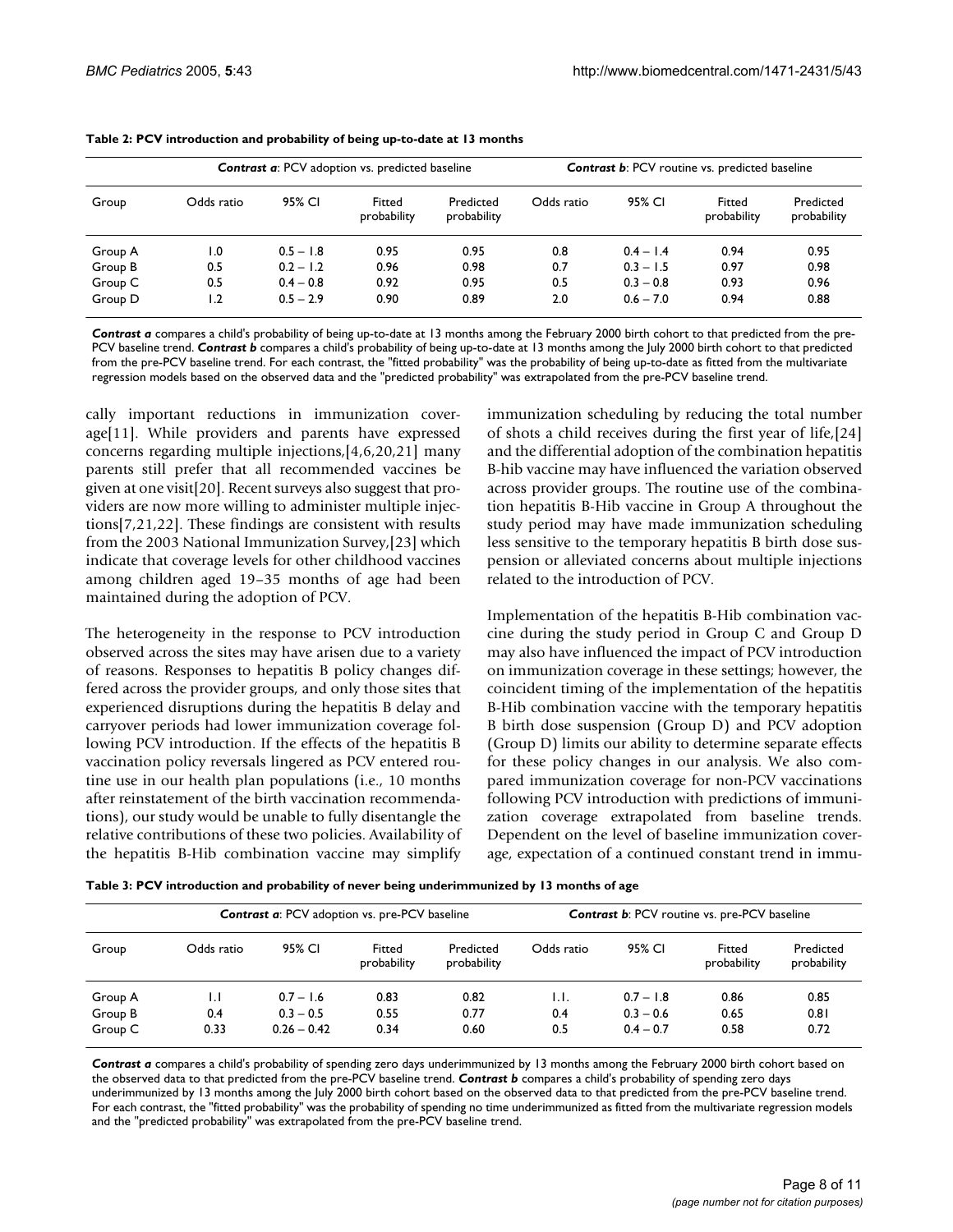**Table 2: PCV introduction and probability of being up-to-date at 13 months**

| | ***Contrast a***: PCV adoption vs. predicted baseline | | | | ***Contrast b***: PCV routine vs. predicted baseline | | | |
|---|---|---|---|---|---|---|---|---|
| Group | Odds ratio | 95% CI | Fitted probability | Predicted probability | Odds ratio | 95% CI | Fitted probability | Predicted probability |
| Group A | 1.0 | 0.5 – 1.8 | 0.95 | 0.95 | 0.8 | 0.4 – 1.4 | 0.94 | 0.95 |
| Group B | 0.5 | 0.2 – 1.2 | 0.96 | 0.98 | 0.7 | 0.3 – 1.5 | 0.97 | 0.98 |
| Group C | 0.5 | 0.4 – 0.8 | 0.92 | 0.95 | 0.5 | 0.3 – 0.8 | 0.93 | 0.96 |
| Group D | 1.2 | 0.5 – 2.9 | 0.90 | 0.89 | 2.0 | 0.6 – 7.0 | 0.94 | 0.88 |

***Contrast a*** compares a child's probability of being up-to-date at 13 months among the February 2000 birth cohort to that predicted from the pre-PCV baseline trend. ***Contrast b*** compares a child's probability of being up-to-date at 13 months among the July 2000 birth cohort to that predicted from the pre-PCV baseline trend. For each contrast, the "fitted probability" was the probability of being up-to-date as fitted from the multivariate regression models based on the observed data and the "predicted probability" was extrapolated from the pre-PCV baseline trend.

cally important reductions in immunization coverage[11]. While providers and parents have expressed concerns regarding multiple injections,[4,6,20,21] many parents still prefer that all recommended vaccines be given at one visit[20]. Recent surveys also suggest that providers are now more willing to administer multiple injections[7,21,22]. These findings are consistent with results from the 2003 National Immunization Survey,[23] which indicate that coverage levels for other childhood vaccines among children aged 19–35 months of age had been maintained during the adoption of PCV.

The heterogeneity in the response to PCV introduction observed across the sites may have arisen due to a variety of reasons. Responses to hepatitis B policy changes differed across the provider groups, and only those sites that experienced disruptions during the hepatitis B delay and carryover periods had lower immunization coverage following PCV introduction. If the effects of the hepatitis B vaccination policy reversals lingered as PCV entered routine use in our health plan populations (i.e., 10 months after reinstatement of the birth vaccination recommendations), our study would be unable to fully disentangle the relative contributions of these two policies. Availability of the hepatitis B-Hib combination vaccine may simplify immunization scheduling by reducing the total number of shots a child receives during the first year of life,[24] and the differential adoption of the combination hepatitis B-hib vaccine may have influenced the variation observed across provider groups. The routine use of the combination hepatitis B-Hib vaccine in Group A throughout the study period may have made immunization scheduling less sensitive to the temporary hepatitis B birth dose suspension or alleviated concerns about multiple injections related to the introduction of PCV.

Implementation of the hepatitis B-Hib combination vaccine during the study period in Group C and Group D may also have influenced the impact of PCV introduction on immunization coverage in these settings; however, the coincident timing of the implementation of the hepatitis B-Hib combination vaccine with the temporary hepatitis B birth dose suspension (Group D) and PCV adoption (Group D) limits our ability to determine separate effects for these policy changes in our analysis. We also compared immunization coverage for non-PCV vaccinations following PCV introduction with predictions of immunization coverage extrapolated from baseline trends. Dependent on the level of baseline immunization coverage, expectation of a continued constant trend in immu-

**Table 3: PCV introduction and probability of never being underimmunized by 13 months of age**

| | ***Contrast a***: PCV adoption vs. pre-PCV baseline | | | | ***Contrast b***: PCV routine vs. pre-PCV baseline | | | |
|---|---|---|---|---|---|---|---|---|
| Group | Odds ratio | 95% CI | Fitted probability | Predicted probability | Odds ratio | 95% CI | Fitted probability | Predicted probability |
| Group A | 1.1 | 0.7 – 1.6 | 0.83 | 0.82 | 1.1. | 0.7 – 1.8 | 0.86 | 0.85 |
| Group B | 0.4 | 0.3 – 0.5 | 0.55 | 0.77 | 0.4 | 0.3 – 0.6 | 0.65 | 0.81 |
| Group C | 0.33 | 0.26 – 0.42 | 0.34 | 0.60 | 0.5 | 0.4 – 0.7 | 0.58 | 0.72 |

***Contrast a*** compares a child's probability of spending zero days underimmunized by 13 months among the February 2000 birth cohort based on the observed data to that predicted from the pre-PCV baseline trend. ***Contrast b*** compares a child's probability of spending zero days underimmunized by 13 months among the July 2000 birth cohort based on the observed data to that predicted from the pre-PCV baseline trend. For each contrast, the "fitted probability" was the probability of spending no time underimmunized as fitted from the multivariate regression models and the "predicted probability" was extrapolated from the pre-PCV baseline trend.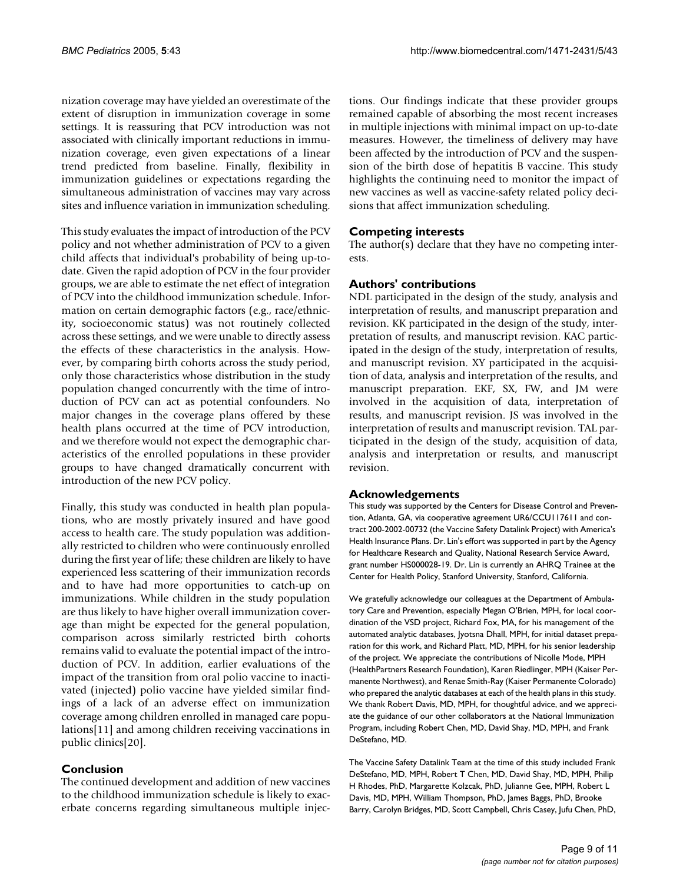nization coverage may have yielded an overestimate of the extent of disruption in immunization coverage in some settings. It is reassuring that PCV introduction was not associated with clinically important reductions in immunization coverage, even given expectations of a linear trend predicted from baseline. Finally, flexibility in immunization guidelines or expectations regarding the simultaneous administration of vaccines may vary across sites and influence variation in immunization scheduling.

This study evaluates the impact of introduction of the PCV policy and not whether administration of PCV to a given child affects that individual's probability of being up-to-date. Given the rapid adoption of PCV in the four provider groups, we are able to estimate the net effect of integration of PCV into the childhood immunization schedule. Information on certain demographic factors (e.g., race/ethnicity, socioeconomic status) was not routinely collected across these settings, and we were unable to directly assess the effects of these characteristics in the analysis. However, by comparing birth cohorts across the study period, only those characteristics whose distribution in the study population changed concurrently with the time of introduction of PCV can act as potential confounders. No major changes in the coverage plans offered by these health plans occurred at the time of PCV introduction, and we therefore would not expect the demographic characteristics of the enrolled populations in these provider groups to have changed dramatically concurrent with introduction of the new PCV policy.

Finally, this study was conducted in health plan populations, who are mostly privately insured and have good access to health care. The study population was additionally restricted to children who were continuously enrolled during the first year of life; these children are likely to have experienced less scattering of their immunization records and to have had more opportunities to catch-up on immunizations. While children in the study population are thus likely to have higher overall immunization coverage than might be expected for the general population, comparison across similarly restricted birth cohorts remains valid to evaluate the potential impact of the introduction of PCV. In addition, earlier evaluations of the impact of the transition from oral polio vaccine to inactivated (injected) polio vaccine have yielded similar findings of a lack of an adverse effect on immunization coverage among children enrolled in managed care populations[11] and among children receiving vaccinations in public clinics[20].

## Conclusion

The continued development and addition of new vaccines to the childhood immunization schedule is likely to exacerbate concerns regarding simultaneous multiple injections. Our findings indicate that these provider groups remained capable of absorbing the most recent increases in multiple injections with minimal impact on up-to-date measures. However, the timeliness of delivery may have been affected by the introduction of PCV and the suspension of the birth dose of hepatitis B vaccine. This study highlights the continuing need to monitor the impact of new vaccines as well as vaccine-safety related policy decisions that affect immunization scheduling.

## Competing interests

The author(s) declare that they have no competing interests.

## Authors' contributions

NDL participated in the design of the study, analysis and interpretation of results, and manuscript preparation and revision. KK participated in the design of the study, interpretation of results, and manuscript revision. KAC participated in the design of the study, interpretation of results, and manuscript revision. XY participated in the acquisition of data, analysis and interpretation of the results, and manuscript preparation. EKF, SX, FW, and JM were involved in the acquisition of data, interpretation of results, and manuscript revision. JS was involved in the interpretation of results and manuscript revision. TAL participated in the design of the study, acquisition of data, analysis and interpretation or results, and manuscript revision.

## Acknowledgements

This study was supported by the Centers for Disease Control and Prevention, Atlanta, GA, via cooperative agreement UR6/CCU117611 and contract 200-2002-00732 (the Vaccine Safety Datalink Project) with America's Health Insurance Plans. Dr. Lin's effort was supported in part by the Agency for Healthcare Research and Quality, National Research Service Award, grant number HS000028-19. Dr. Lin is currently an AHRQ Trainee at the Center for Health Policy, Stanford University, Stanford, California.

We gratefully acknowledge our colleagues at the Department of Ambulatory Care and Prevention, especially Megan O'Brien, MPH, for local coordination of the VSD project, Richard Fox, MA, for his management of the automated analytic databases, Jyotsna Dhall, MPH, for initial dataset preparation for this work, and Richard Platt, MD, MPH, for his senior leadership of the project. We appreciate the contributions of Nicolle Mode, MPH (HealthPartners Research Foundation), Karen Riedlinger, MPH (Kaiser Permanente Northwest), and Renae Smith-Ray (Kaiser Permanente Colorado) who prepared the analytic databases at each of the health plans in this study. We thank Robert Davis, MD, MPH, for thoughtful advice, and we appreciate the guidance of our other collaborators at the National Immunization Program, including Robert Chen, MD, David Shay, MD, MPH, and Frank DeStefano, MD.

The Vaccine Safety Datalink Team at the time of this study included Frank DeStefano, MD, MPH, Robert T Chen, MD, David Shay, MD, MPH, Philip H Rhodes, PhD, Margarette Kolzcak, PhD, Julianne Gee, MPH, Robert L Davis, MD, MPH, William Thompson, PhD, James Baggs, PhD, Brooke Barry, Carolyn Bridges, MD, Scott Campbell, Chris Casey, Jufu Chen, PhD,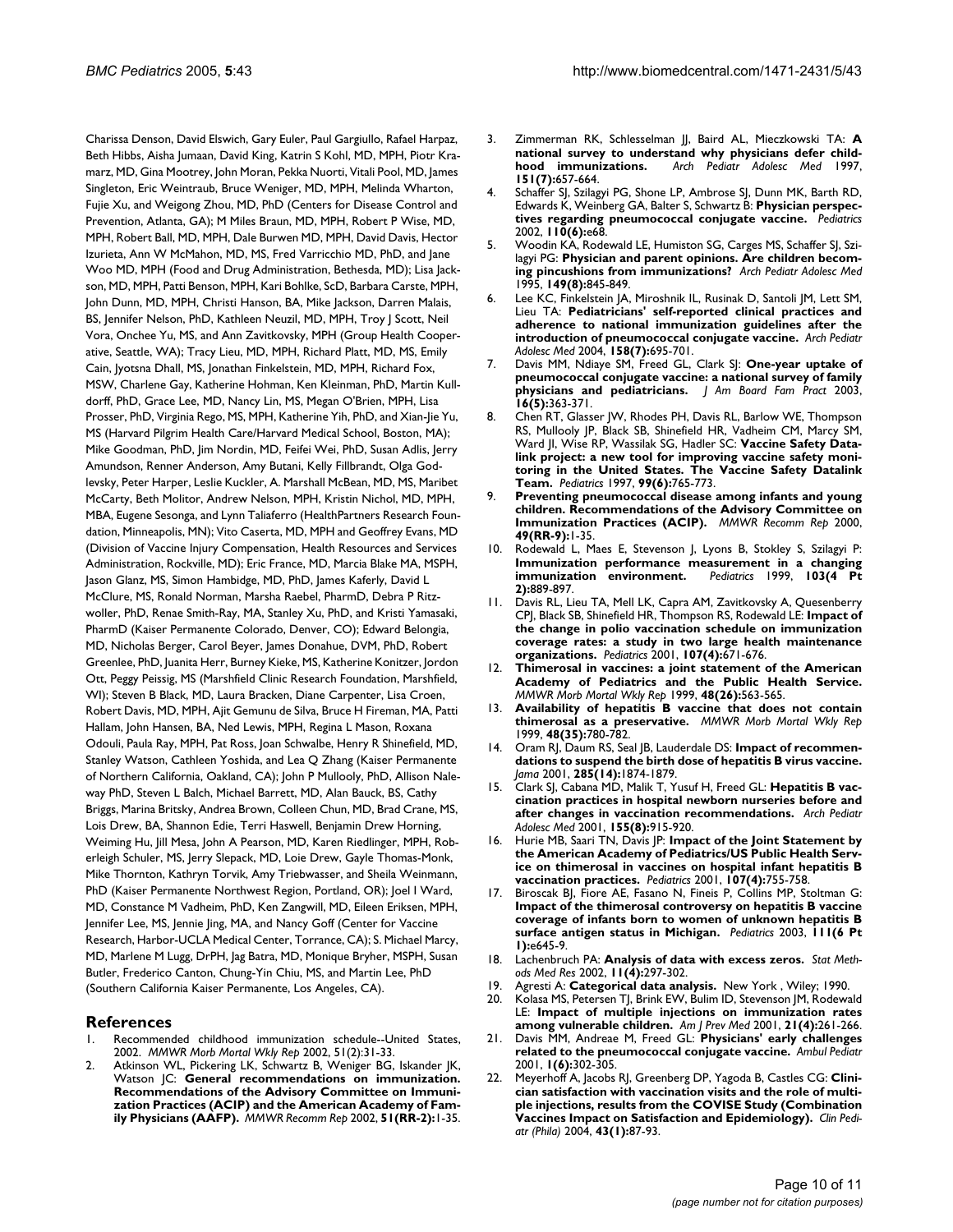Charissa Denson, David Elswich, Gary Euler, Paul Gargiullo, Rafael Harpaz, Beth Hibbs, Aisha Jumaan, David King, Katrin S Kohl, MD, MPH, Piotr Kramarz, MD, Gina Mootrey, John Moran, Pekka Nuorti, Vitali Pool, MD, James Singleton, Eric Weintraub, Bruce Weniger, MD, MPH, Melinda Wharton, Fujie Xu, and Weigong Zhou, MD, PhD (Centers for Disease Control and Prevention, Atlanta, GA); M Miles Braun, MD, MPH, Robert P Wise, MD, MPH, Robert Ball, MD, MPH, Dale Burwen MD, MPH, David Davis, Hector Izurieta, Ann W McMahon, MD, MS, Fred Varricchio MD, PhD, and Jane Woo MD, MPH (Food and Drug Administration, Bethesda, MD); Lisa Jackson, MD, MPH, Patti Benson, MPH, Kari Bohlke, ScD, Barbara Carste, MPH, John Dunn, MD, MPH, Christi Hanson, BA, Mike Jackson, Darren Malais, BS, Jennifer Nelson, PhD, Kathleen Neuzil, MD, MPH, Troy J Scott, Neil Vora, Onchee Yu, MS, and Ann Zavitkovsky, MPH (Group Health Cooperative, Seattle, WA); Tracy Lieu, MD, MPH, Richard Platt, MD, MS, Emily Cain, Jyotsna Dhall, MS, Jonathan Finkelstein, MD, MPH, Richard Fox, MSW, Charlene Gay, Katherine Hohman, Ken Kleinman, PhD, Martin Kulldorff, PhD, Grace Lee, MD, Nancy Lin, MS, Megan O'Brien, MPH, Lisa Prosser, PhD, Virginia Rego, MS, MPH, Katherine Yih, PhD, and Xian-Jie Yu, MS (Harvard Pilgrim Health Care/Harvard Medical School, Boston, MA); Mike Goodman, PhD, Jim Nordin, MD, Feifei Wei, PhD, Susan Adlis, Jerry Amundson, Renner Anderson, Amy Butani, Kelly Fillbrandt, Olga Godlevsky, Peter Harper, Leslie Kuckler, A. Marshall McBean, MD, MS, Maribet McCarty, Beth Molitor, Andrew Nelson, MPH, Kristin Nichol, MD, MPH, MBA, Eugene Sesonga, and Lynn Taliaferro (HealthPartners Research Foundation, Minneapolis, MN); Vito Caserta, MD, MPH and Geoffrey Evans, MD (Division of Vaccine Injury Compensation, Health Resources and Services Administration, Rockville, MD); Eric France, MD, Marcia Blake MA, MSPH, Jason Glanz, MS, Simon Hambidge, MD, PhD, James Kaferly, David L McClure, MS, Ronald Norman, Marsha Raebel, PharmD, Debra P Ritzwoller, PhD, Renae Smith-Ray, MA, Stanley Xu, PhD, and Kristi Yamasaki, PharmD (Kaiser Permanente Colorado, Denver, CO); Edward Belongia, MD, Nicholas Berger, Carol Beyer, James Donahue, DVM, PhD, Robert Greenlee, PhD, Juanita Herr, Burney Kieke, MS, Katherine Konitzer, Jordon Ott, Peggy Peissig, MS (Marshfield Clinic Research Foundation, Marshfield, WI); Steven B Black, MD, Laura Bracken, Diane Carpenter, Lisa Croen, Robert Davis, MD, MPH, Ajit Gemunu de Silva, Bruce H Fireman, MA, Patti Hallam, John Hansen, BA, Ned Lewis, MPH, Regina L Mason, Roxana Odouli, Paula Ray, MPH, Pat Ross, Joan Schwalbe, Henry R Shinefield, MD, Stanley Watson, Cathleen Yoshida, and Lea Q Zhang (Kaiser Permanente of Northern California, Oakland, CA); John P Mullooly, PhD, Allison Naleway PhD, Steven L Balch, Michael Barrett, MD, Alan Bauck, BS, Cathy Briggs, Marina Britsky, Andrea Brown, Colleen Chun, MD, Brad Crane, MS, Lois Drew, BA, Shannon Edie, Terri Haswell, Benjamin Drew Horning, Weiming Hu, Jill Mesa, John A Pearson, MD, Karen Riedlinger, MPH, Roberleigh Schuler, MS, Jerry Slepack, MD, Loie Drew, Gayle Thomas-Monk, Mike Thornton, Kathryn Torvik, Amy Triebwasser, and Sheila Weinmann, PhD (Kaiser Permanente Northwest Region, Portland, OR); Joel I Ward, MD, Constance M Vadheim, PhD, Ken Zangwill, MD, Eileen Eriksen, MPH, Jennifer Lee, MS, Jennie Jing, MA, and Nancy Goff (Center for Vaccine Research, Harbor-UCLA Medical Center, Torrance, CA); S. Michael Marcy, MD, Marlene M Lugg, DrPH, Jag Batra, MD, Monique Bryher, MSPH, Susan Butler, Frederico Canton, Chung-Yin Chiu, MS, and Martin Lee, PhD (Southern California Kaiser Permanente, Los Angeles, CA).

## References

1. Recommended childhood immunization schedule--United States, 2002. *MMWR Morb Mortal Wkly Rep* 2002, 51(2):31-33.
2. Atkinson WL, Pickering LK, Schwartz B, Weniger BG, Iskander JK, Watson JC: **General recommendations on immunization. Recommendations of the Advisory Committee on Immunization Practices (ACIP) and the American Academy of Family Physicians (AAFP).** *MMWR Recomm Rep* 2002, **51(RR-2):**1-35.
3. Zimmerman RK, Schlesselman JJ, Baird AL, Mieczkowski TA: **A national survey to understand why physicians defer childhood immunizations.** *Arch Pediatr Adolesc Med* 1997, **151(7):**657-664.
4. Schaffer SJ, Szilagyi PG, Shone LP, Ambrose SJ, Dunn MK, Barth RD, Edwards K, Weinberg GA, Balter S, Schwartz B: **Physician perspectives regarding pneumococcal conjugate vaccine.** *Pediatrics* 2002, **110(6):**e68.
5. Woodin KA, Rodewald LE, Humiston SG, Carges MS, Schaffer SJ, Szilagyi PG: **Physician and parent opinions. Are children becoming pincushions from immunizations?** *Arch Pediatr Adolesc Med* 1995, **149(8):**845-849.
6. Lee KC, Finkelstein JA, Miroshnik IL, Rusinak D, Santoli JM, Lett SM, Lieu TA: **Pediatricians' self-reported clinical practices and adherence to national immunization guidelines after the introduction of pneumococcal conjugate vaccine.** *Arch Pediatr Adolesc Med* 2004, **158(7):**695-701.
7. Davis MM, Ndiaye SM, Freed GL, Clark SJ: **One-year uptake of pneumococcal conjugate vaccine: a national survey of family physicians and pediatricians.** *J Am Board Fam Pract* 2003, **16(5):**363-371.
8. Chen RT, Glasser JW, Rhodes PH, Davis RL, Barlow WE, Thompson RS, Mullooly JP, Black SB, Shinefield HR, Vadheim CM, Marcy SM, Ward JI, Wise RP, Wassilak SG, Hadler SC: **Vaccine Safety Datalink project: a new tool for improving vaccine safety monitoring in the United States. The Vaccine Safety Datalink Team.** *Pediatrics* 1997, **99(6):**765-773.
9. **Preventing pneumococcal disease among infants and young children. Recommendations of the Advisory Committee on Immunization Practices (ACIP).** *MMWR Recomm Rep* 2000, **49(RR-9):**1-35.
10. Rodewald L, Maes E, Stevenson J, Lyons B, Stokley S, Szilagyi P: **Immunization performance measurement in a changing immunization environment.** *Pediatrics* 1999, **103(4 Pt 2):**889-897.
11. Davis RL, Lieu TA, Mell LK, Capra AM, Zavitkovsky A, Quesenberry CPJ, Black SB, Shinefield HR, Thompson RS, Rodewald LE: **Impact of the change in polio vaccination schedule on immunization coverage rates: a study in two large health maintenance organizations.** *Pediatrics* 2001, **107(4):**671-676.
12. **Thimerosal in vaccines: a joint statement of the American Academy of Pediatrics and the Public Health Service.** *MMWR Morb Mortal Wkly Rep* 1999, **48(26):**563-565.
13. **Availability of hepatitis B vaccine that does not contain thimerosal as a preservative.** *MMWR Morb Mortal Wkly Rep* 1999, **48(35):**780-782.
14. Oram RJ, Daum RS, Seal JB, Lauderdale DS: **Impact of recommendations to suspend the birth dose of hepatitis B virus vaccine.** *Jama* 2001, **285(14):**1874-1879.
15. Clark SJ, Cabana MD, Malik T, Yusuf H, Freed GL: **Hepatitis B vaccination practices in hospital newborn nurseries before and after changes in vaccination recommendations.** *Arch Pediatr Adolesc Med* 2001, **155(8):**915-920.
16. Hurie MB, Saari TN, Davis JP: **Impact of the Joint Statement by the American Academy of Pediatrics/US Public Health Service on thimerosal in vaccines on hospital infant hepatitis B vaccination practices.** *Pediatrics* 2001, **107(4):**755-758.
17. Biroscak BJ, Fiore AE, Fasano N, Fineis P, Collins MP, Stoltman G: **Impact of the thimerosal controversy on hepatitis B vaccine coverage of infants born to women of unknown hepatitis B surface antigen status in Michigan.** *Pediatrics* 2003, **111(6 Pt 1):**e645-9.
18. Lachenbruch PA: **Analysis of data with excess zeros.** *Stat Methods Med Res* 2002, **11(4):**297-302.
19. Agresti A: **Categorical data analysis.** New York , Wiley; 1990.
20. Kolasa MS, Petersen TJ, Brink EW, Bulim ID, Stevenson JM, Rodewald LE: **Impact of multiple injections on immunization rates among vulnerable children.** *Am J Prev Med* 2001, **21(4):**261-266.
21. Davis MM, Andreae M, Freed GL: **Physicians' early challenges related to the pneumococcal conjugate vaccine.** *Ambul Pediatr* 2001, **1(6):**302-305.
22. Meyerhoff A, Jacobs RJ, Greenberg DP, Yagoda B, Castles CG: **Clinician satisfaction with vaccination visits and the role of multiple injections, results from the COVISE Study (Combination Vaccines Impact on Satisfaction and Epidemiology).** *Clin Pediatr (Phila)* 2004, **43(1):**87-93.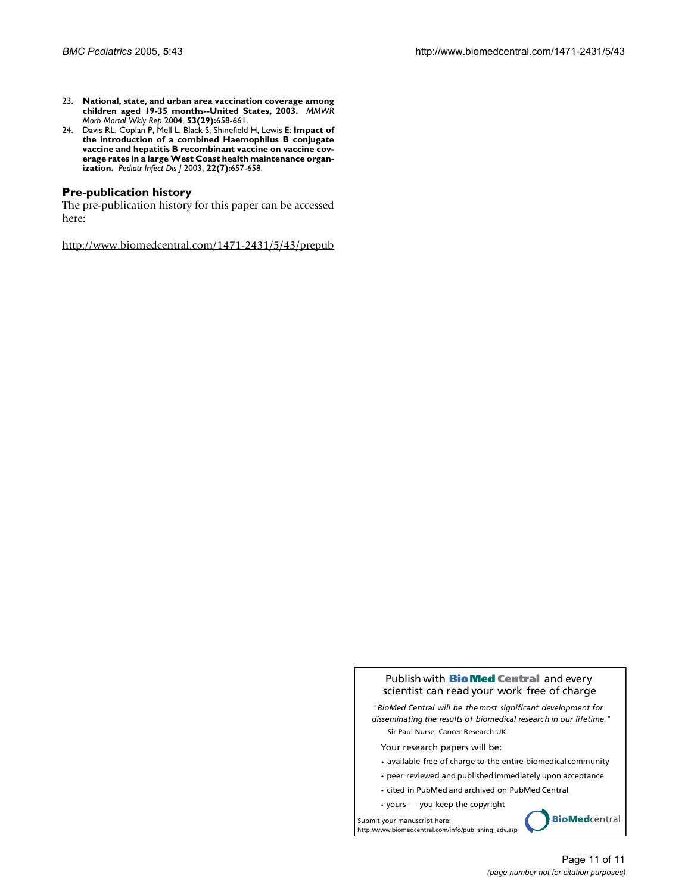23. **National, state, and urban area vaccination coverage among children aged 19-35 months--United States, 2003.** *MMWR Morb Mortal Wkly Rep* 2004, **53(29):**658-661.
24. Davis RL, Coplan P, Mell L, Black S, Shinefield H, Lewis E: **Impact of the introduction of a combined Haemophilus B conjugate vaccine and hepatitis B recombinant vaccine on vaccine coverage rates in a large West Coast health maintenance organization.** *Pediatr Infect Dis J* 2003, **22(7):**657-658.

## Pre-publication history

The pre-publication history for this paper can be accessed here:

http://www.biomedcentral.com/1471-2431/5/43/prepub

Publish with **BioMed Central** and every scientist can read your work free of charge

*"BioMed Central will be the most significant development for disseminating the results of biomedical research in our lifetime."*

Sir Paul Nurse, Cancer Research UK

Your research papers will be:

- available free of charge to the entire biomedical community
- peer reviewed and published immediately upon acceptance
- cited in PubMed and archived on PubMed Central
- yours — you keep the copyright

Submit your manuscript here:
http://www.biomedcentral.com/info/publishing_adv.asp

**BioMed**central